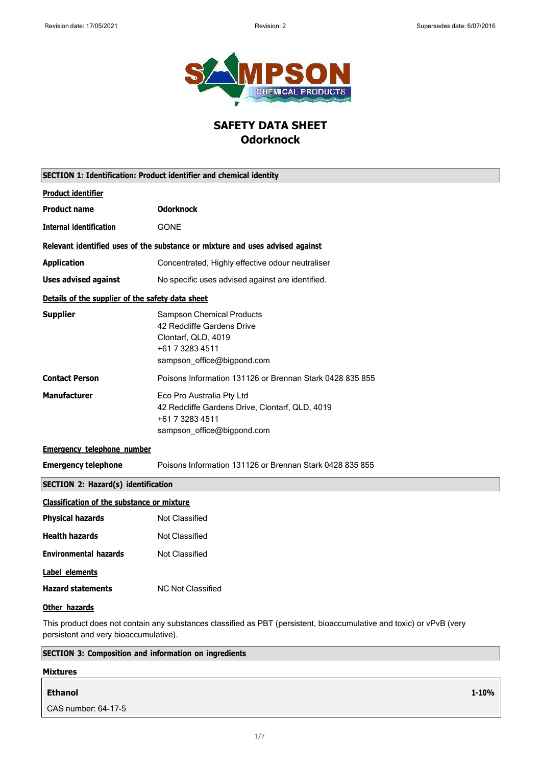# SAFETY DATA SHEET
# Odorknock

## SECTION 1: Identification: Product identifier and chemical identity

### Product identifier

**Product name** **Odorknock**

**Internal identification** GONE

### Relevant identified uses of the substance or mixture and uses advised against

**Application** Concentrated, Highly effective odour neutraliser

**Uses advised against** No specific uses advised against are identified.

### Details of the supplier of the safety data sheet

**Supplier**
Sampson Chemical Products
42 Redcliffe Gardens Drive
Clontarf, QLD, 4019
+61 7 3283 4511
sampson_office@bigpond.com

**Contact Person** Poisons Information 131126 or Brennan Stark 0428 835 855

**Manufacturer**
Eco Pro Australia Pty Ltd
42 Redcliffe Gardens Drive, Clontarf, QLD, 4019
+61 7 3283 4511
sampson_office@bigpond.com

### Emergency telephone number

**Emergency telephone** Poisons Information 131126 or Brennan Stark 0428 835 855

## SECTION 2: Hazard(s) identification

### Classification of the substance or mixture

**Physical hazards** Not Classified

**Health hazards** Not Classified

**Environmental hazards** Not Classified

### Label elements

**Hazard statements** NC Not Classified

### Other hazards

This product does not contain any substances classified as PBT (persistent, bioaccumulative and toxic) or vPvB (very persistent and very bioaccumulative).

## SECTION 3: Composition and information on ingredients

### Mixtures

| **Ethanol** | **1-10%** |
|---|---|
| CAS number: 64-17-5 | |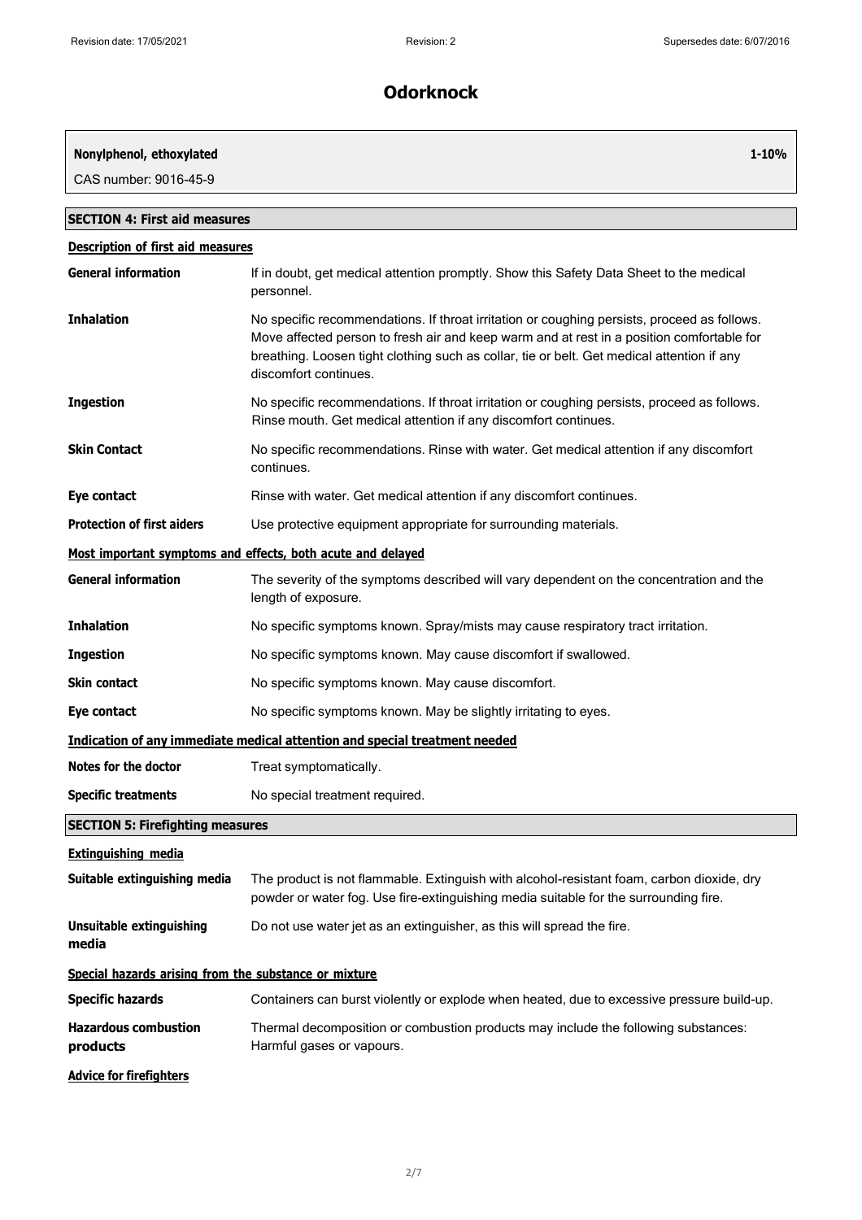# Odorknock

| Nonylphenol, ethoxylated | 1-10% |
|---|---|
| CAS number: 9016-45-9 | |

## SECTION 4: First aid measures

### Description of first aid measures

| | |
|---|---|
| **General information** | If in doubt, get medical attention promptly. Show this Safety Data Sheet to the medical personnel. |
| **Inhalation** | No specific recommendations. If throat irritation or coughing persists, proceed as follows. Move affected person to fresh air and keep warm and at rest in a position comfortable for breathing. Loosen tight clothing such as collar, tie or belt. Get medical attention if any discomfort continues. |
| **Ingestion** | No specific recommendations. If throat irritation or coughing persists, proceed as follows. Rinse mouth. Get medical attention if any discomfort continues. |
| **Skin Contact** | No specific recommendations. Rinse with water. Get medical attention if any discomfort continues. |
| **Eye contact** | Rinse with water. Get medical attention if any discomfort continues. |
| **Protection of first aiders** | Use protective equipment appropriate for surrounding materials. |

### Most important symptoms and effects, both acute and delayed

| | |
|---|---|
| **General information** | The severity of the symptoms described will vary dependent on the concentration and the length of exposure. |
| **Inhalation** | No specific symptoms known. Spray/mists may cause respiratory tract irritation. |
| **Ingestion** | No specific symptoms known. May cause discomfort if swallowed. |
| **Skin contact** | No specific symptoms known. May cause discomfort. |
| **Eye contact** | No specific symptoms known. May be slightly irritating to eyes. |

### Indication of any immediate medical attention and special treatment needed

| | |
|---|---|
| **Notes for the doctor** | Treat symptomatically. |
| **Specific treatments** | No special treatment required. |

## SECTION 5: Firefighting measures

### Extinguishing media

| | |
|---|---|
| **Suitable extinguishing media** | The product is not flammable. Extinguish with alcohol-resistant foam, carbon dioxide, dry powder or water fog. Use fire-extinguishing media suitable for the surrounding fire. |
| **Unsuitable extinguishing media** | Do not use water jet as an extinguisher, as this will spread the fire. |

### Special hazards arising from the substance or mixture

| | |
|---|---|
| **Specific hazards** | Containers can burst violently or explode when heated, due to excessive pressure build-up. |
| **Hazardous combustion products** | Thermal decomposition or combustion products may include the following substances: Harmful gases or vapours. |

### Advice for firefighters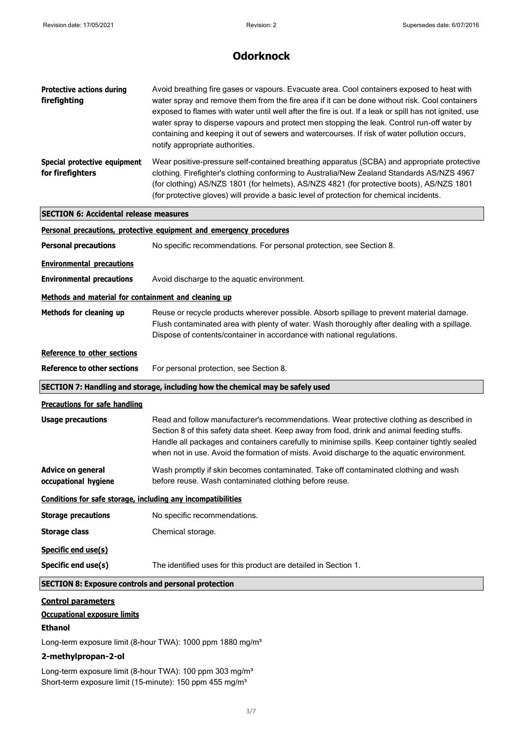# Odorknock

| | |
|---|---|
| **Protective actions during firefighting** | Avoid breathing fire gases or vapours. Evacuate area. Cool containers exposed to heat with water spray and remove them from the fire area if it can be done without risk. Cool containers exposed to flames with water until well after the fire is out. If a leak or spill has not ignited, use water spray to disperse vapours and protect men stopping the leak. Control run-off water by containing and keeping it out of sewers and watercourses. If risk of water pollution occurs, notify appropriate authorities. |
| **Special protective equipment for firefighters** | Wear positive-pressure self-contained breathing apparatus (SCBA) and appropriate protective clothing. Firefighter's clothing conforming to Australia/New Zealand Standards AS/NZS 4967 (for clothing) AS/NZS 1801 (for helmets), AS/NZS 4821 (for protective boots), AS/NZS 1801 (for protective gloves) will provide a basic level of protection for chemical incidents. |

## SECTION 6: Accidental release measures

**Personal precautions, protective equipment and emergency procedures**

| | |
|---|---|
| **Personal precautions** | No specific recommendations. For personal protection, see Section 8. |

**Environmental precautions**

| | |
|---|---|
| **Environmental precautions** | Avoid discharge to the aquatic environment. |

**Methods and material for containment and cleaning up**

| | |
|---|---|
| **Methods for cleaning up** | Reuse or recycle products wherever possible. Absorb spillage to prevent material damage. Flush contaminated area with plenty of water. Wash thoroughly after dealing with a spillage. Dispose of contents/container in accordance with national regulations. |

**Reference to other sections**

| | |
|---|---|
| **Reference to other sections** | For personal protection, see Section 8. |

## SECTION 7: Handling and storage, including how the chemical may be safely used

**Precautions for safe handling**

| | |
|---|---|
| **Usage precautions** | Read and follow manufacturer's recommendations. Wear protective clothing as described in Section 8 of this safety data sheet. Keep away from food, drink and animal feeding stuffs. Handle all packages and containers carefully to minimise spills. Keep container tightly sealed when not in use. Avoid the formation of mists. Avoid discharge to the aquatic environment. |
| **Advice on general occupational hygiene** | Wash promptly if skin becomes contaminated. Take off contaminated clothing and wash before reuse. Wash contaminated clothing before reuse. |

**Conditions for safe storage, including any incompatibilities**

| | |
|---|---|
| **Storage precautions** | No specific recommendations. |
| **Storage class** | Chemical storage. |

**Specific end use(s)**

| | |
|---|---|
| **Specific end use(s)** | The identified uses for this product are detailed in Section 1. |

## SECTION 8: Exposure controls and personal protection

**Control parameters**

**Occupational exposure limits**

### Ethanol

Long-term exposure limit (8-hour TWA): 1000 ppm 1880 mg/m³

### 2-methylpropan-2-ol

Long-term exposure limit (8-hour TWA): 100 ppm 303 mg/m³
Short-term exposure limit (15-minute): 150 ppm 455 mg/m³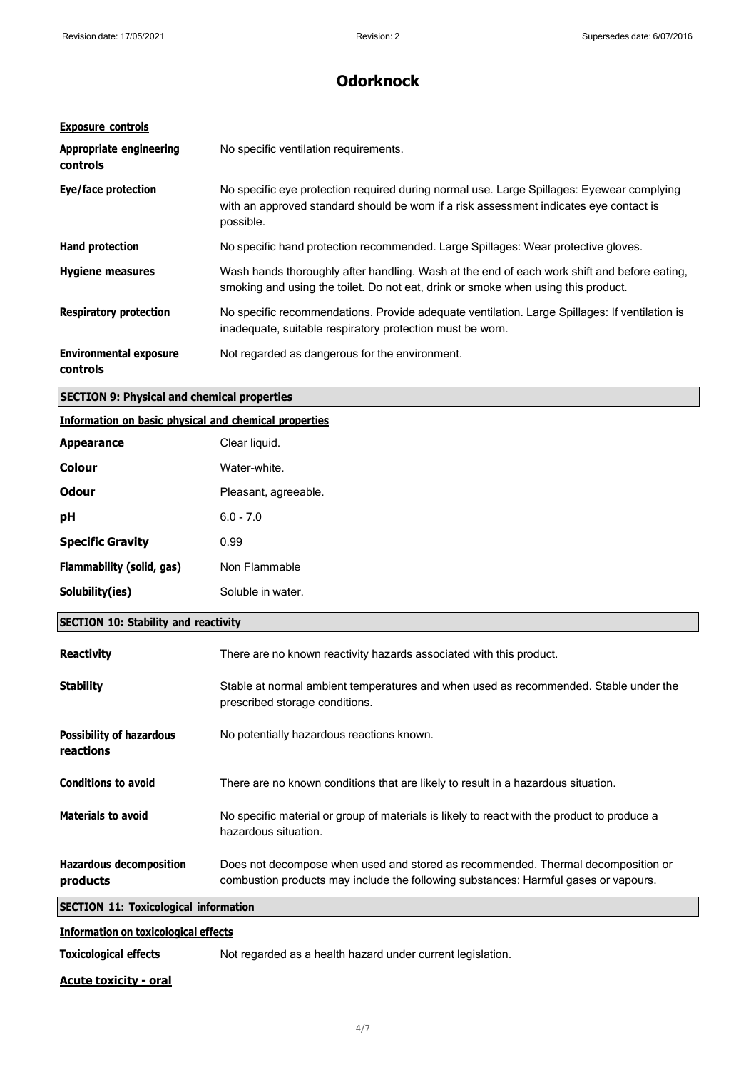# Odorknock

**Exposure controls**

**Appropriate engineering controls** No specific ventilation requirements.

**Eye/face protection** No specific eye protection required during normal use. Large Spillages: Eyewear complying with an approved standard should be worn if a risk assessment indicates eye contact is possible.

**Hand protection** No specific hand protection recommended. Large Spillages: Wear protective gloves.

**Hygiene measures** Wash hands thoroughly after handling. Wash at the end of each work shift and before eating, smoking and using the toilet. Do not eat, drink or smoke when using this product.

**Respiratory protection** No specific recommendations. Provide adequate ventilation. Large Spillages: If ventilation is inadequate, suitable respiratory protection must be worn.

**Environmental exposure controls** Not regarded as dangerous for the environment.

## SECTION 9: Physical and chemical properties

**Information on basic physical and chemical properties**

**Appearance** Clear liquid.

**Colour** Water-white.

**Odour** Pleasant, agreeable.

**pH** 6.0 - 7.0

**Specific Gravity** 0.99

**Flammability (solid, gas)** Non Flammable

**Solubility(ies)** Soluble in water.

## SECTION 10: Stability and reactivity

**Reactivity** There are no known reactivity hazards associated with this product.

**Stability** Stable at normal ambient temperatures and when used as recommended. Stable under the prescribed storage conditions.

**Possibility of hazardous reactions** No potentially hazardous reactions known.

**Conditions to avoid** There are no known conditions that are likely to result in a hazardous situation.

**Materials to avoid** No specific material or group of materials is likely to react with the product to produce a hazardous situation.

**Hazardous decomposition products** Does not decompose when used and stored as recommended. Thermal decomposition or combustion products may include the following substances: Harmful gases or vapours.

## SECTION 11: Toxicological information

**Information on toxicological effects**

**Toxicological effects** Not regarded as a health hazard under current legislation.

**Acute toxicity - oral**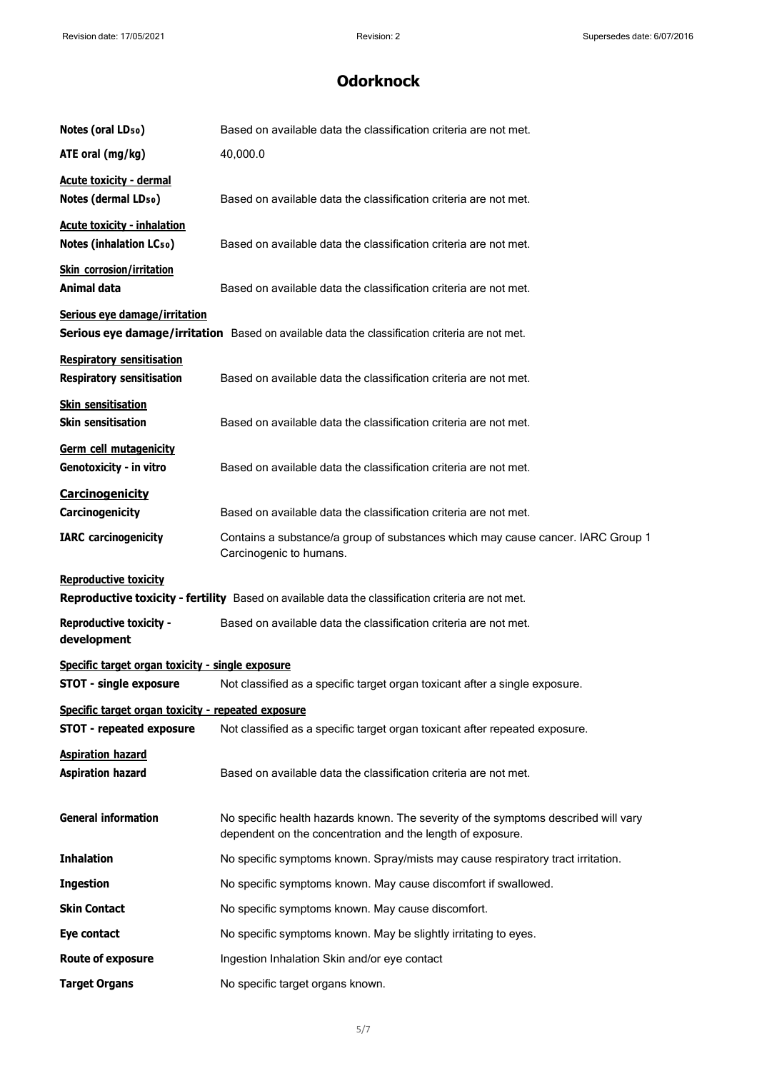# Odorknock

**Notes (oral $LD_{50}$)** Based on available data the classification criteria are not met.

**ATE oral (mg/kg)** 40,000.0

**Acute toxicity - dermal**

**Notes (dermal $LD_{50}$)** Based on available data the classification criteria are not met.

**Acute toxicity - inhalation**

**Notes (inhalation $LC_{50}$)** Based on available data the classification criteria are not met.

**Skin corrosion/irritation**

**Animal data** Based on available data the classification criteria are not met.

**Serious eye damage/irritation**

**Serious eye damage/irritation** Based on available data the classification criteria are not met.

**Respiratory sensitisation**

**Respiratory sensitisation** Based on available data the classification criteria are not met.

**Skin sensitisation**

**Skin sensitisation** Based on available data the classification criteria are not met.

**Germ cell mutagenicity**

**Genotoxicity - in vitro** Based on available data the classification criteria are not met.

**Carcinogenicity**

**Carcinogenicity** Based on available data the classification criteria are not met.

**IARC carcinogenicity** Contains a substance/a group of substances which may cause cancer. IARC Group 1 Carcinogenic to humans.

**Reproductive toxicity**

**Reproductive toxicity - fertility** Based on available data the classification criteria are not met.

**Reproductive toxicity - development** Based on available data the classification criteria are not met.

**Specific target organ toxicity - single exposure**

**STOT - single exposure** Not classified as a specific target organ toxicant after a single exposure.

**Specific target organ toxicity - repeated exposure**

**STOT - repeated exposure** Not classified as a specific target organ toxicant after repeated exposure.

**Aspiration hazard**

**Aspiration hazard** Based on available data the classification criteria are not met.

**General information** No specific health hazards known. The severity of the symptoms described will vary dependent on the concentration and the length of exposure.

**Inhalation** No specific symptoms known. Spray/mists may cause respiratory tract irritation.

**Ingestion** No specific symptoms known. May cause discomfort if swallowed.

**Skin Contact** No specific symptoms known. May cause discomfort.

**Eye contact** No specific symptoms known. May be slightly irritating to eyes.

**Route of exposure** Ingestion Inhalation Skin and/or eye contact

**Target Organs** No specific target organs known.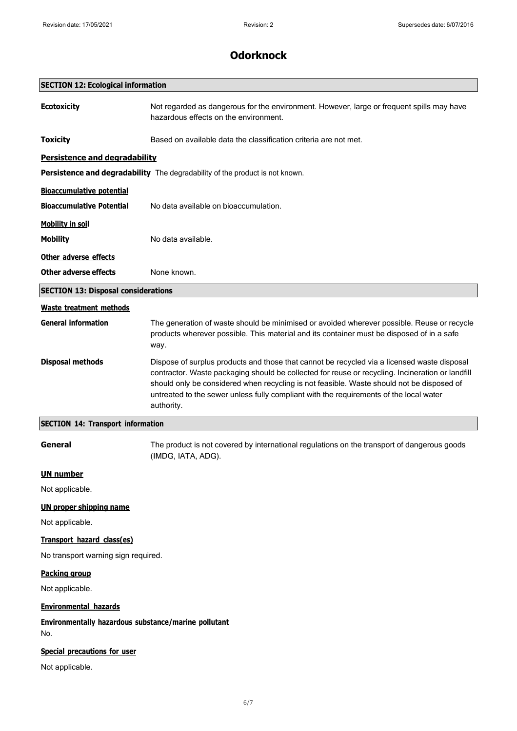# Odorknock

## SECTION 12: Ecological information

**Ecotoxicity** Not regarded as dangerous for the environment. However, large or frequent spills may have hazardous effects on the environment.

**Toxicity** Based on available data the classification criteria are not met.

### Persistence and degradability

**Persistence and degradability** The degradability of the product is not known.

### Bioaccumulative potential

**Bioaccumulative Potential** No data available on bioaccumulation.

### Mobility in soil

**Mobility** No data available.

### Other adverse effects

**Other adverse effects** None known.

## SECTION 13: Disposal considerations

### Waste treatment methods

**General information** The generation of waste should be minimised or avoided wherever possible. Reuse or recycle products wherever possible. This material and its container must be disposed of in a safe way.

**Disposal methods** Dispose of surplus products and those that cannot be recycled via a licensed waste disposal contractor. Waste packaging should be collected for reuse or recycling. Incineration or landfill should only be considered when recycling is not feasible. Waste should not be disposed of untreated to the sewer unless fully compliant with the requirements of the local water authority.

## SECTION 14: Transport information

**General** The product is not covered by international regulations on the transport of dangerous goods (IMDG, IATA, ADG).

### UN number

Not applicable.

### UN proper shipping name

Not applicable.

### Transport hazard class(es)

No transport warning sign required.

### Packing group

Not applicable.

### Environmental hazards

**Environmentally hazardous substance/marine pollutant**

No.

### Special precautions for user

Not applicable.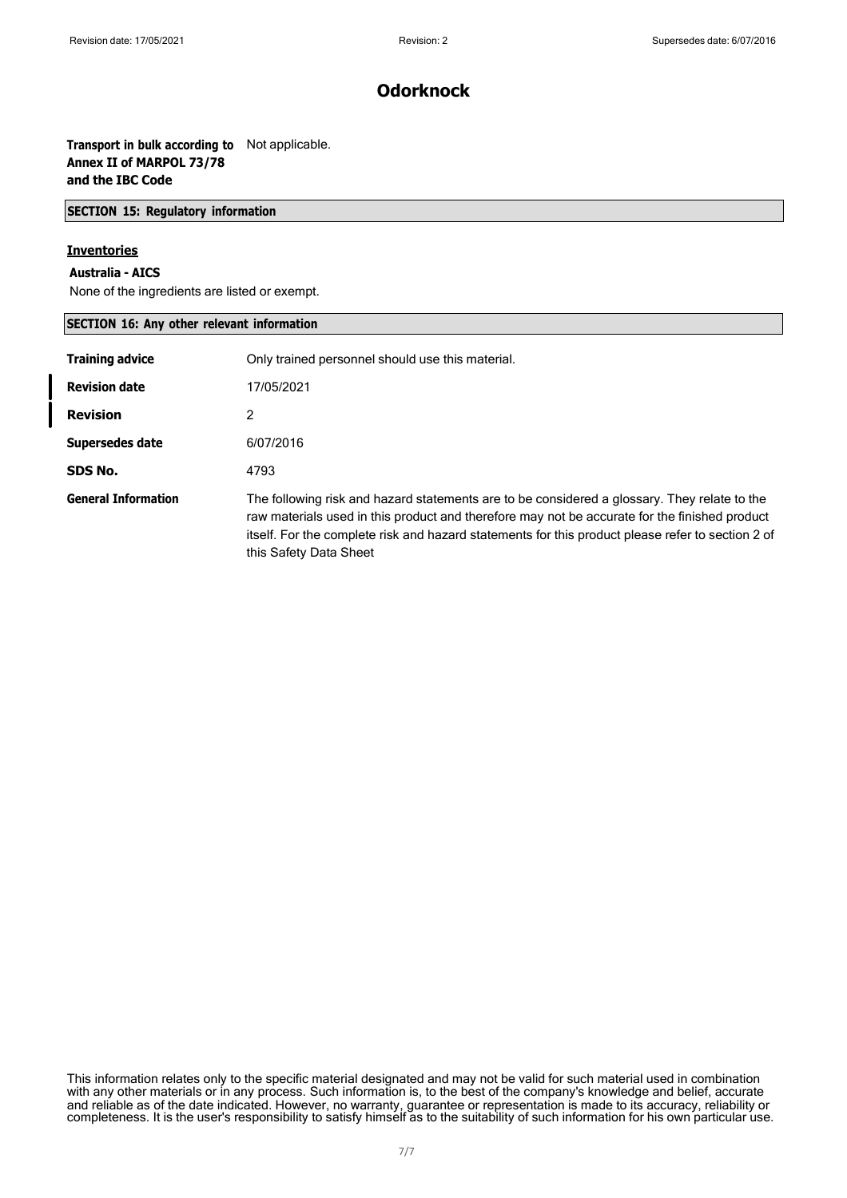# Odorknock

**Transport in bulk according to Annex II of MARPOL 73/78 and the IBC Code** Not applicable.

## SECTION 15: Regulatory information

### Inventories

**Australia - AICS**

None of the ingredients are listed or exempt.

## SECTION 16: Any other relevant information

**Training advice** Only trained personnel should use this material.

**Revision date** 17/05/2021

**Revision** 2

**Supersedes date** 6/07/2016

**SDS No.** 4793

**General Information** The following risk and hazard statements are to be considered a glossary. They relate to the raw materials used in this product and therefore may not be accurate for the finished product itself. For the complete risk and hazard statements for this product please refer to section 2 of this Safety Data Sheet

This information relates only to the specific material designated and may not be valid for such material used in combination with any other materials or in any process. Such information is, to the best of the company's knowledge and belief, accurate and reliable as of the date indicated. However, no warranty, guarantee or representation is made to its accuracy, reliability or completeness. It is the user's responsibility to satisfy himself as to the suitability of such information for his own particular use.